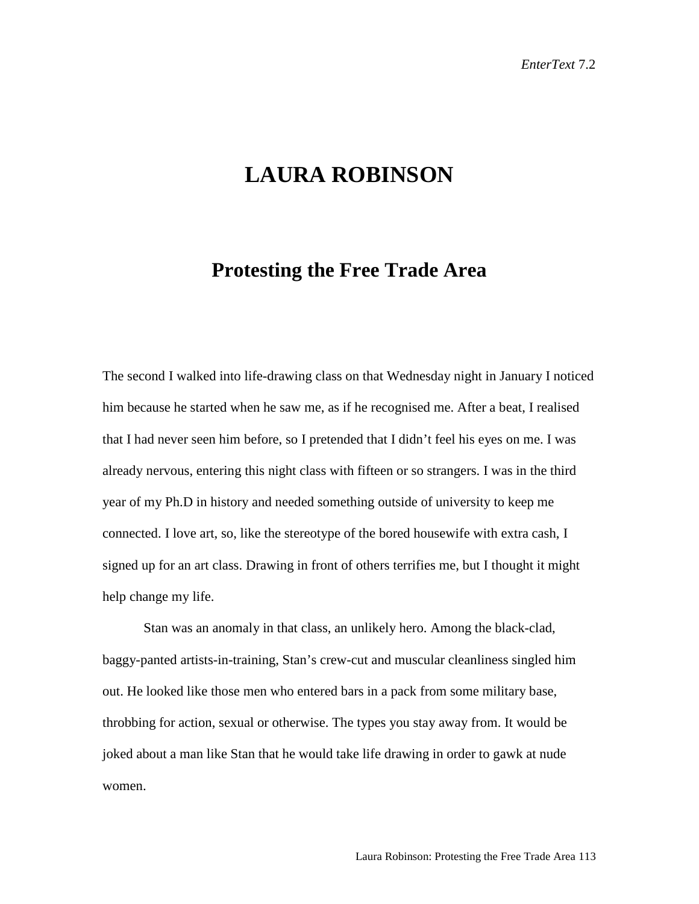# LAURA ROBINSON

## Protesting the Free Trade Area

The second I walked into life-drawing class on that Wednesday night in January I noticed him because he started when he saw me, as if he recognised me. After a beat, I realised that I had never seen him before, so I pretended that I didn't feel his eyes on me. I was already nervous, entering this night class with fifteen or so strangers. I was in the third year of my Ph.D in history and needed something outside of university to keep me connected. I love art, so, like the stereotype of the bored housewife with extra cash, I signed up for an art class. Drawing in front of others terrifies me, but I thought it might help change my life.

Stan was an anomaly in that class, an unlikely hero. Among the black-clad, baggy-panted artists-in-training, Stan's crew-cut and muscular cleanliness singled him out. He looked like those men who entered bars in a pack from some military base, throbbing for action, sexual or otherwise. The types you stay away from. It would be joked about a man like Stan that he would take life drawing in order to gawk at nude women.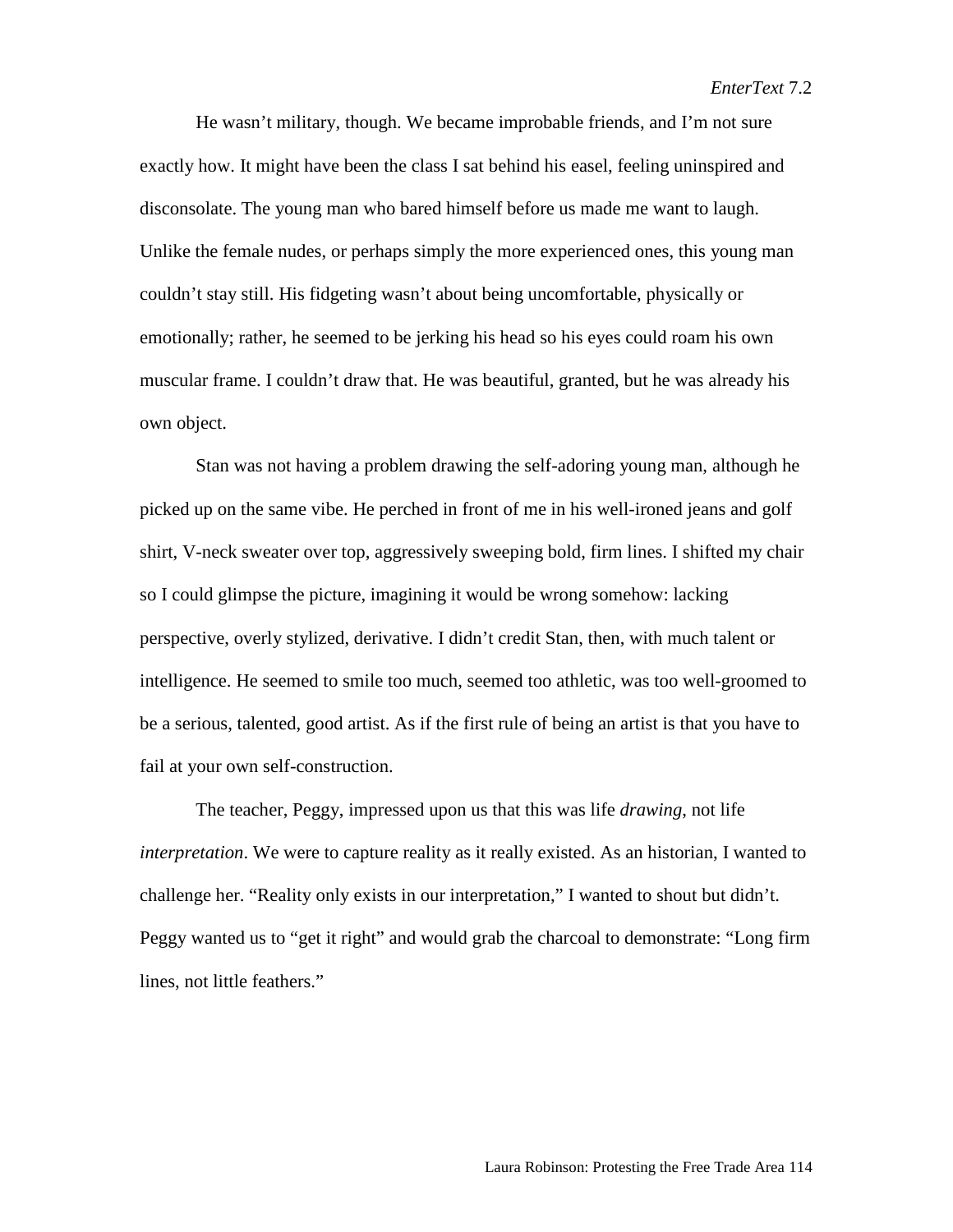He wasn't military, though. We became improbable friends, and I'm not sure exactly how. It might have been the class I sat behind his easel, feeling uninspired and disconsolate. The young man who bared himself before us made me want to laugh. Unlike the female nudes, or perhaps simply the more experienced ones, this young man couldn't stay still. His fidgeting wasn't about being uncomfortable, physically or emotionally; rather, he seemed to be jerking his head so his eyes could roam his own muscular frame. I couldn't draw that. He was beautiful, granted, but he was already his own object.

Stan was not having a problem drawing the self-adoring young man, although he picked up on the same vibe. He perched in front of me in his well-ironed jeans and golf shirt, V-neck sweater over top, aggressively sweeping bold, firm lines. I shifted my chair so I could glimpse the picture, imagining it would be wrong somehow: lacking perspective, overly stylized, derivative. I didn't credit Stan, then, with much talent or intelligence. He seemed to smile too much, seemed too athletic, was too well-groomed to be a serious, talented, good artist. As if the first rule of being an artist is that you have to fail at your own self-construction.

The teacher, Peggy, impressed upon us that this was life *drawing*, not life *interpretation*. We were to capture reality as it really existed. As an historian, I wanted to challenge her. "Reality only exists in our interpretation," I wanted to shout but didn't. Peggy wanted us to "get it right" and would grab the charcoal to demonstrate: "Long firm lines, not little feathers."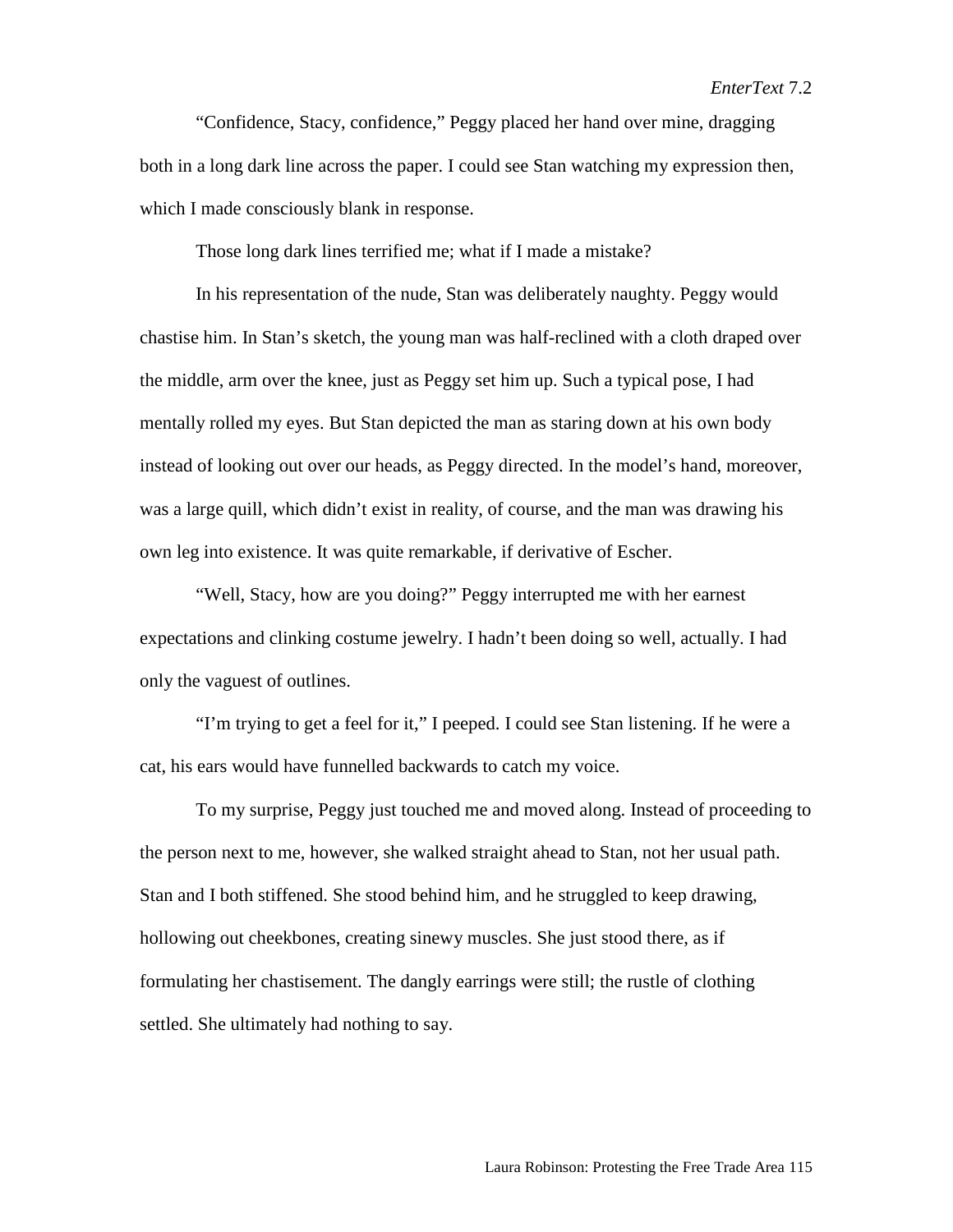"Confidence, Stacy, confidence," Peggy placed her hand over mine, dragging both in a long dark line across the paper. I could see Stan watching my expression then, which I made consciously blank in response.

Those long dark lines terrified me; what if I made a mistake?

In his representation of the nude, Stan was deliberately naughty. Peggy would chastise him. In Stan's sketch, the young man was half-reclined with a cloth draped over the middle, arm over the knee, just as Peggy set him up. Such a typical pose, I had mentally rolled my eyes. But Stan depicted the man as staring down at his own body instead of looking out over our heads, as Peggy directed. In the model's hand, moreover, was a large quill, which didn't exist in reality, of course, and the man was drawing his own leg into existence. It was quite remarkable, if derivative of Escher.

"Well, Stacy, how are you doing?" Peggy interrupted me with her earnest expectations and clinking costume jewelry. I hadn't been doing so well, actually. I had only the vaguest of outlines.

"I'm trying to get a feel for it," I peeped. I could see Stan listening. If he were a cat, his ears would have funnelled backwards to catch my voice.

To my surprise, Peggy just touched me and moved along. Instead of proceeding to the person next to me, however, she walked straight ahead to Stan, not her usual path. Stan and I both stiffened. She stood behind him, and he struggled to keep drawing, hollowing out cheekbones, creating sinewy muscles. She just stood there, as if formulating her chastisement. The dangly earrings were still; the rustle of clothing settled. She ultimately had nothing to say.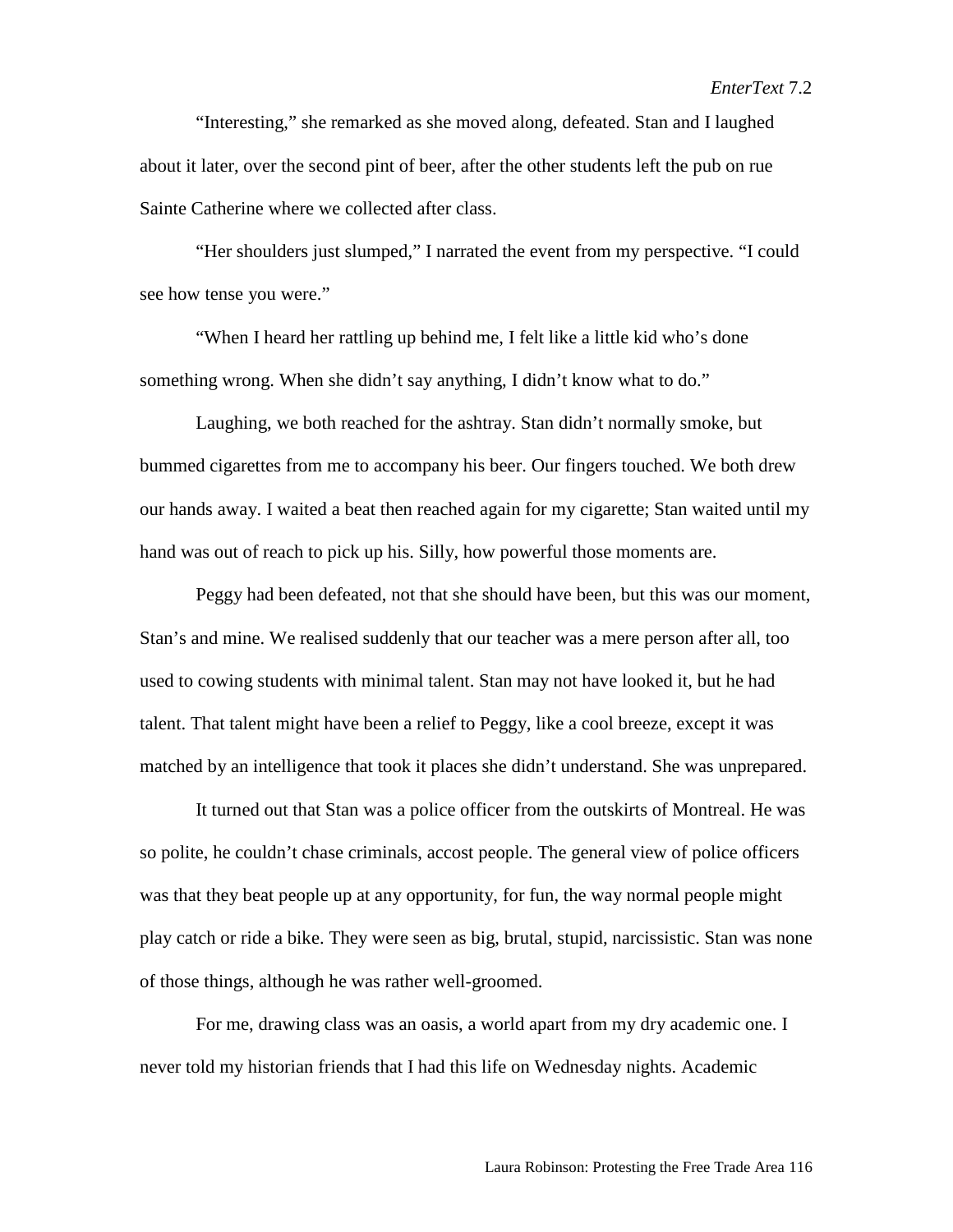"Interesting," she remarked as she moved along, defeated. Stan and I laughed about it later, over the second pint of beer, after the other students left the pub on rue Sainte Catherine where we collected after class.

"Her shoulders just slumped," I narrated the event from my perspective. "I could see how tense you were."

"When I heard her rattling up behind me, I felt like a little kid who's done something wrong. When she didn't say anything, I didn't know what to do."

Laughing, we both reached for the ashtray. Stan didn't normally smoke, but bummed cigarettes from me to accompany his beer. Our fingers touched. We both drew our hands away. I waited a beat then reached again for my cigarette; Stan waited until my hand was out of reach to pick up his. Silly, how powerful those moments are.

Peggy had been defeated, not that she should have been, but this was our moment, Stan's and mine. We realised suddenly that our teacher was a mere person after all, too used to cowing students with minimal talent. Stan may not have looked it, but he had talent. That talent might have been a relief to Peggy, like a cool breeze, except it was matched by an intelligence that took it places she didn't understand. She was unprepared.

It turned out that Stan was a police officer from the outskirts of Montreal. He was so polite, he couldn't chase criminals, accost people. The general view of police officers was that they beat people up at any opportunity, for fun, the way normal people might play catch or ride a bike. They were seen as big, brutal, stupid, narcissistic. Stan was none of those things, although he was rather well-groomed.

For me, drawing class was an oasis, a world apart from my dry academic one. I never told my historian friends that I had this life on Wednesday nights. Academic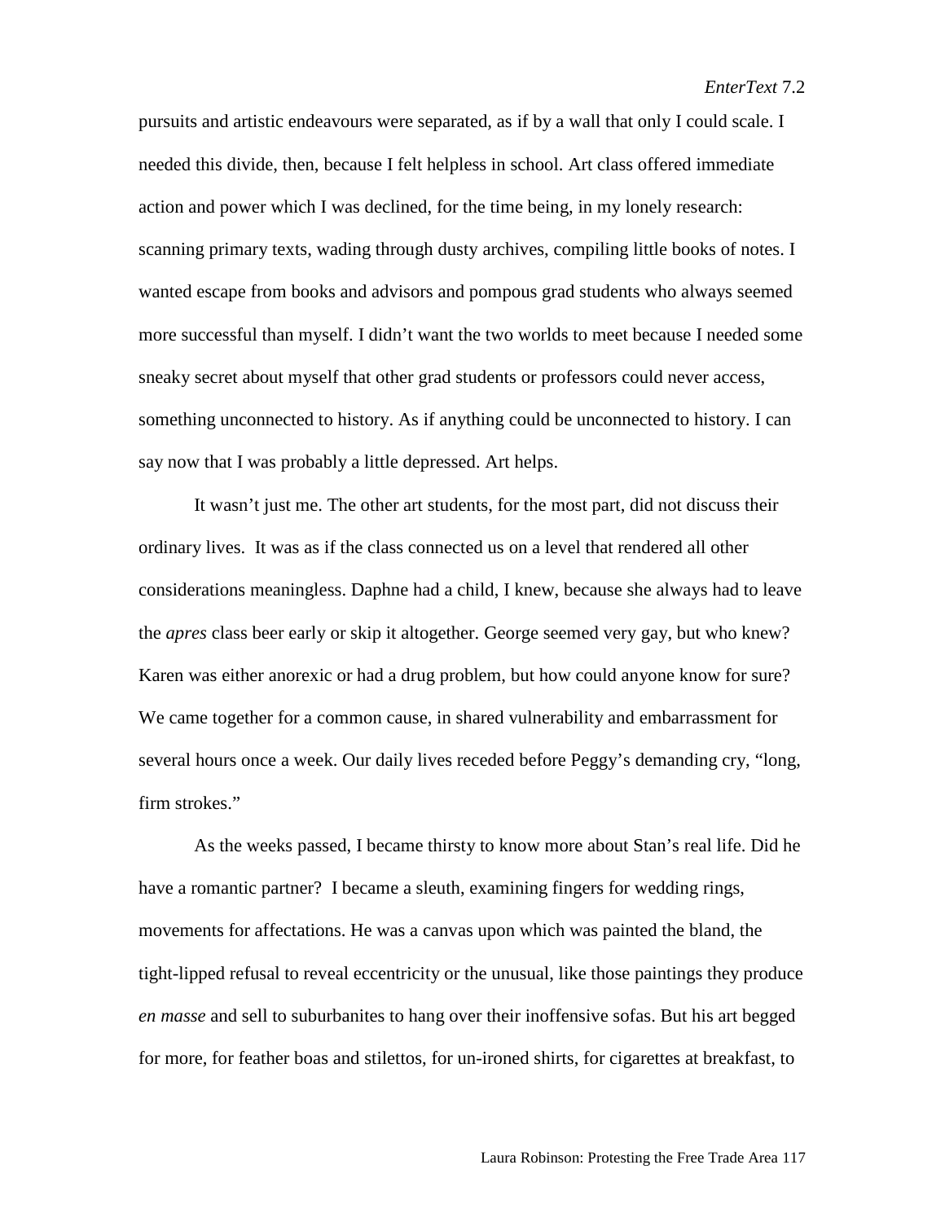pursuits and artistic endeavours were separated, as if by a wall that only I could scale. I needed this divide, then, because I felt helpless in school. Art class offered immediate action and power which I was declined, for the time being, in my lonely research: scanning primary texts, wading through dusty archives, compiling little books of notes. I wanted escape from books and advisors and pompous grad students who always seemed more successful than myself. I didn't want the two worlds to meet because I needed some sneaky secret about myself that other grad students or professors could never access, something unconnected to history. As if anything could be unconnected to history. I can say now that I was probably a little depressed. Art helps.

It wasn't just me. The other art students, for the most part, did not discuss their ordinary lives. It was as if the class connected us on a level that rendered all other considerations meaningless. Daphne had a child, I knew, because she always had to leave the *apres* class beer early or skip it altogether. George seemed very gay, but who knew? Karen was either anorexic or had a drug problem, but how could anyone know for sure? We came together for a common cause, in shared vulnerability and embarrassment for several hours once a week. Our daily lives receded before Peggy's demanding cry, "long, firm strokes."

As the weeks passed, I became thirsty to know more about Stan's real life. Did he have a romantic partner? I became a sleuth, examining fingers for wedding rings, movements for affectations. He was a canvas upon which was painted the bland, the tight-lipped refusal to reveal eccentricity or the unusual, like those paintings they produce *en masse* and sell to suburbanites to hang over their inoffensive sofas. But his art begged for more, for feather boas and stilettos, for un-ironed shirts, for cigarettes at breakfast, to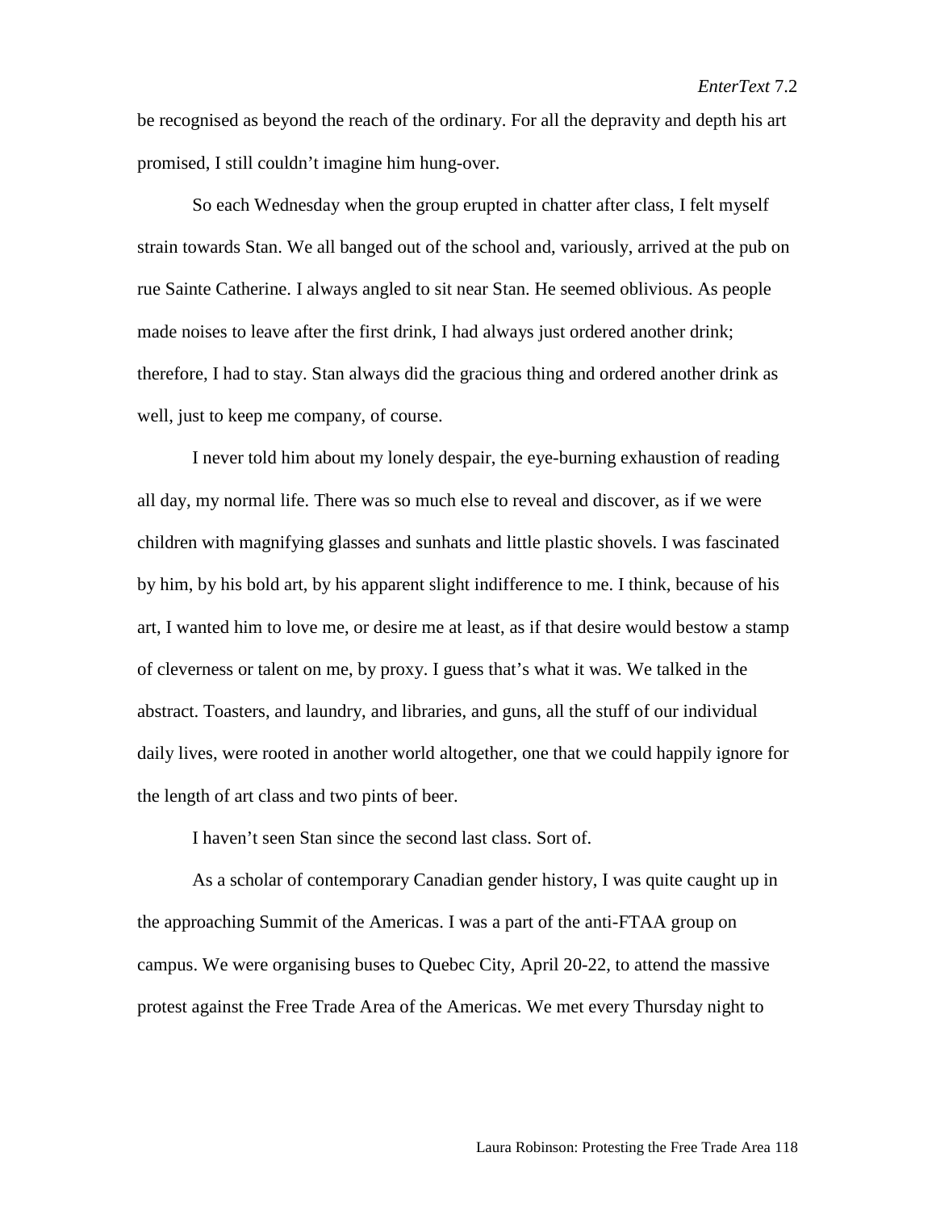be recognised as beyond the reach of the ordinary. For all the depravity and depth his art promised, I still couldn't imagine him hung-over.

So each Wednesday when the group erupted in chatter after class, I felt myself strain towards Stan. We all banged out of the school and, variously, arrived at the pub on rue Sainte Catherine. I always angled to sit near Stan. He seemed oblivious. As people made noises to leave after the first drink, I had always just ordered another drink; therefore, I had to stay. Stan always did the gracious thing and ordered another drink as well, just to keep me company, of course.

I never told him about my lonely despair, the eye-burning exhaustion of reading all day, my normal life. There was so much else to reveal and discover, as if we were children with magnifying glasses and sunhats and little plastic shovels. I was fascinated by him, by his bold art, by his apparent slight indifference to me. I think, because of his art, I wanted him to love me, or desire me at least, as if that desire would bestow a stamp of cleverness or talent on me, by proxy. I guess that's what it was. We talked in the abstract. Toasters, and laundry, and libraries, and guns, all the stuff of our individual daily lives, were rooted in another world altogether, one that we could happily ignore for the length of art class and two pints of beer.

I haven't seen Stan since the second last class. Sort of.

As a scholar of contemporary Canadian gender history, I was quite caught up in the approaching Summit of the Americas. I was a part of the anti-FTAA group on campus. We were organising buses to Quebec City, April 20-22, to attend the massive protest against the Free Trade Area of the Americas. We met every Thursday night to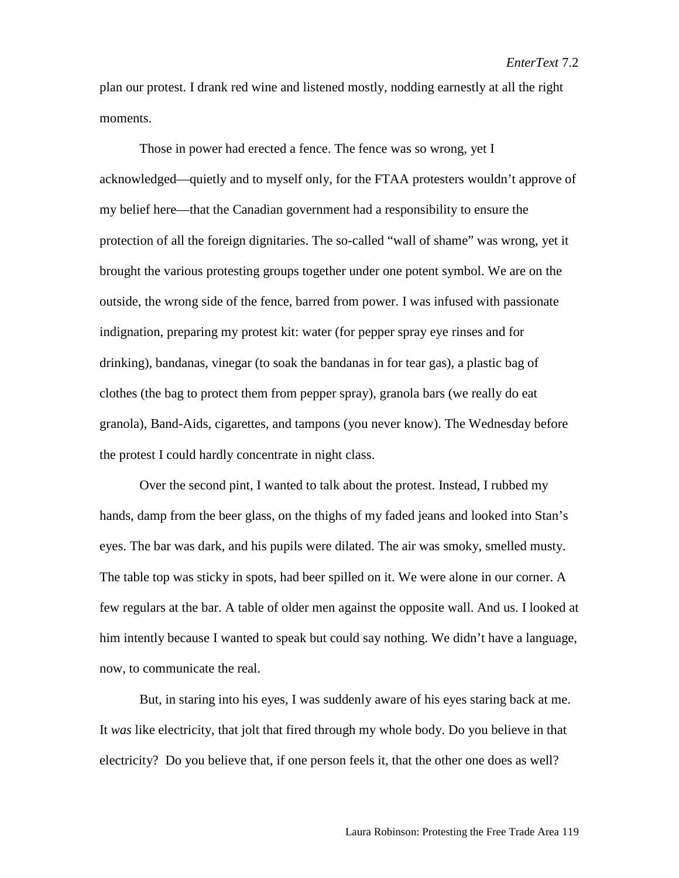plan our protest. I drank red wine and listened mostly, nodding earnestly at all the right moments.

Those in power had erected a fence. The fence was so wrong, yet I acknowledged—quietly and to myself only, for the FTAA protesters wouldn't approve of my belief here—that the Canadian government had a responsibility to ensure the protection of all the foreign dignitaries. The so-called "wall of shame" was wrong, yet it brought the various protesting groups together under one potent symbol. We are on the outside, the wrong side of the fence, barred from power. I was infused with passionate indignation, preparing my protest kit: water (for pepper spray eye rinses and for drinking), bandanas, vinegar (to soak the bandanas in for tear gas), a plastic bag of clothes (the bag to protect them from pepper spray), granola bars (we really do eat granola), Band-Aids, cigarettes, and tampons (you never know). The Wednesday before the protest I could hardly concentrate in night class.

Over the second pint, I wanted to talk about the protest. Instead, I rubbed my hands, damp from the beer glass, on the thighs of my faded jeans and looked into Stan's eyes. The bar was dark, and his pupils were dilated. The air was smoky, smelled musty. The table top was sticky in spots, had beer spilled on it. We were alone in our corner. A few regulars at the bar. A table of older men against the opposite wall. And us. I looked at him intently because I wanted to speak but could say nothing. We didn't have a language, now, to communicate the real.

But, in staring into his eyes, I was suddenly aware of his eyes staring back at me. It *was* like electricity, that jolt that fired through my whole body. Do you believe in that electricity? Do you believe that, if one person feels it, that the other one does as well?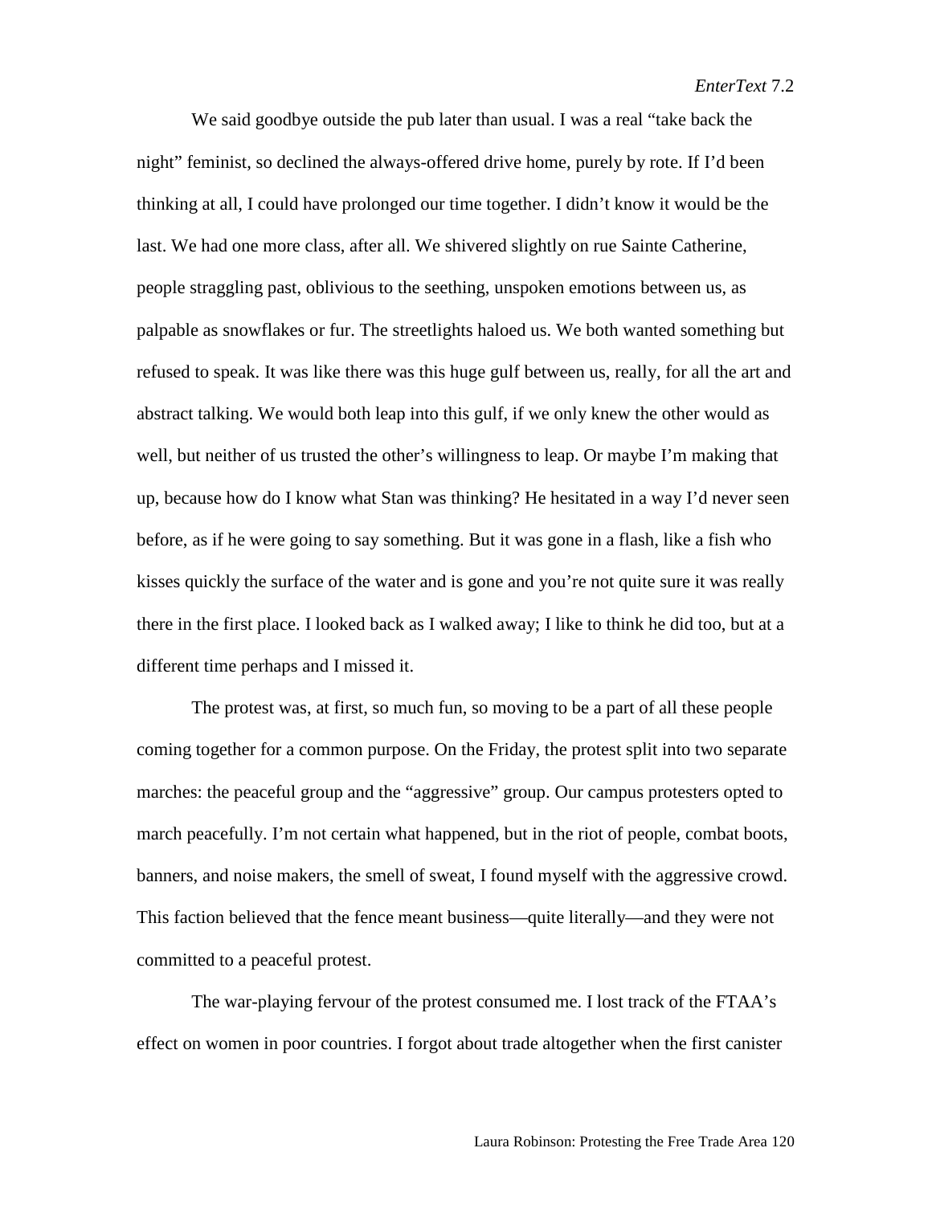We said goodbye outside the pub later than usual. I was a real "take back the night" feminist, so declined the always-offered drive home, purely by rote. If I'd been thinking at all, I could have prolonged our time together. I didn't know it would be the last. We had one more class, after all. We shivered slightly on rue Sainte Catherine, people straggling past, oblivious to the seething, unspoken emotions between us, as palpable as snowflakes or fur. The streetlights haloed us. We both wanted something but refused to speak. It was like there was this huge gulf between us, really, for all the art and abstract talking. We would both leap into this gulf, if we only knew the other would as well, but neither of us trusted the other's willingness to leap. Or maybe I'm making that up, because how do I know what Stan was thinking? He hesitated in a way I'd never seen before, as if he were going to say something. But it was gone in a flash, like a fish who kisses quickly the surface of the water and is gone and you're not quite sure it was really there in the first place. I looked back as I walked away; I like to think he did too, but at a different time perhaps and I missed it.

The protest was, at first, so much fun, so moving to be a part of all these people coming together for a common purpose. On the Friday, the protest split into two separate marches: the peaceful group and the "aggressive" group. Our campus protesters opted to march peacefully. I'm not certain what happened, but in the riot of people, combat boots, banners, and noise makers, the smell of sweat, I found myself with the aggressive crowd. This faction believed that the fence meant business—quite literally—and they were not committed to a peaceful protest.

The war-playing fervour of the protest consumed me. I lost track of the FTAA's effect on women in poor countries. I forgot about trade altogether when the first canister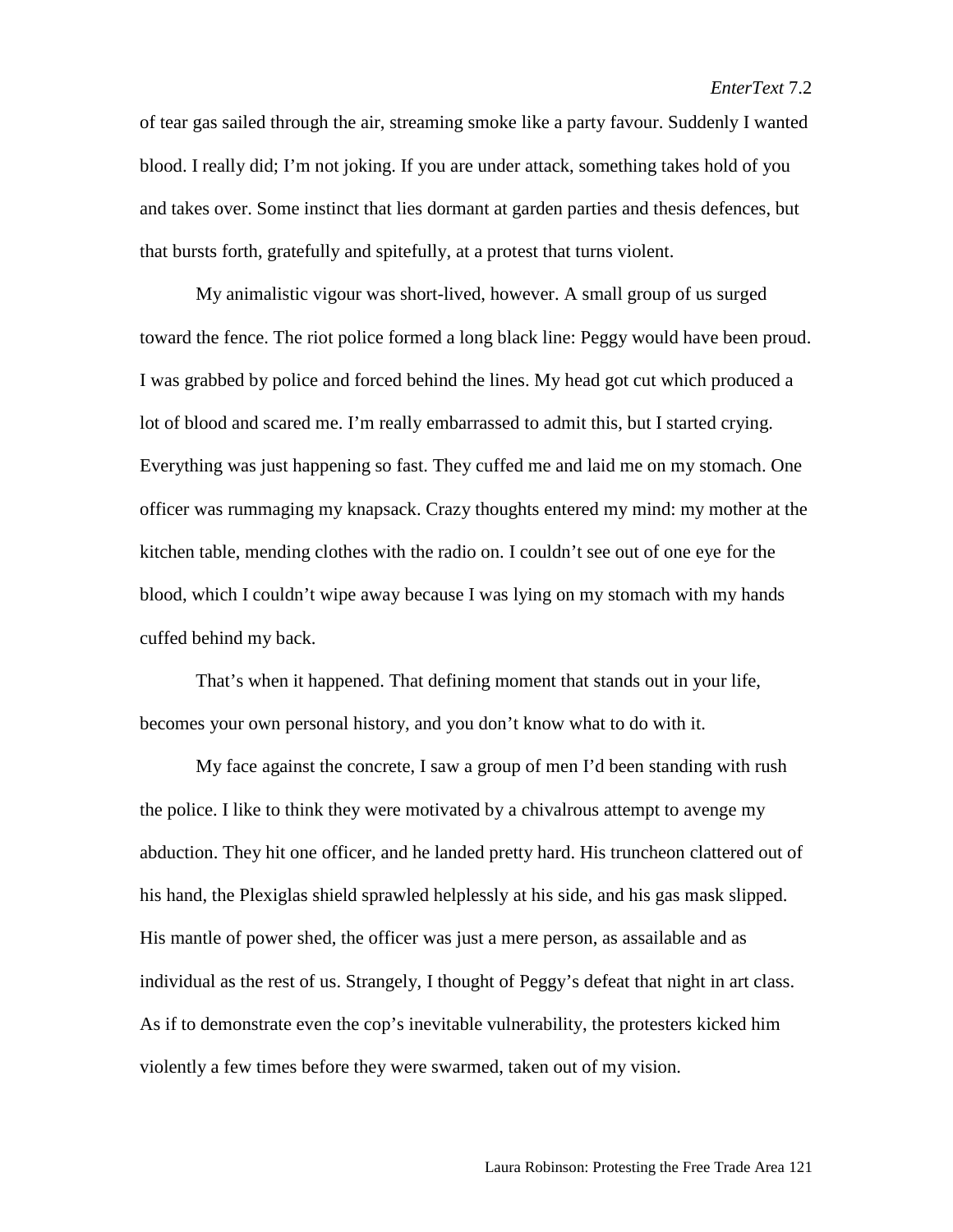of tear gas sailed through the air, streaming smoke like a party favour. Suddenly I wanted blood. I really did; I'm not joking. If you are under attack, something takes hold of you and takes over. Some instinct that lies dormant at garden parties and thesis defences, but that bursts forth, gratefully and spitefully, at a protest that turns violent.

My animalistic vigour was short-lived, however. A small group of us surged toward the fence. The riot police formed a long black line: Peggy would have been proud. I was grabbed by police and forced behind the lines. My head got cut which produced a lot of blood and scared me. I'm really embarrassed to admit this, but I started crying. Everything was just happening so fast. They cuffed me and laid me on my stomach. One officer was rummaging my knapsack. Crazy thoughts entered my mind: my mother at the kitchen table, mending clothes with the radio on. I couldn't see out of one eye for the blood, which I couldn't wipe away because I was lying on my stomach with my hands cuffed behind my back.

That's when it happened. That defining moment that stands out in your life, becomes your own personal history, and you don't know what to do with it.

My face against the concrete, I saw a group of men I'd been standing with rush the police. I like to think they were motivated by a chivalrous attempt to avenge my abduction. They hit one officer, and he landed pretty hard. His truncheon clattered out of his hand, the Plexiglas shield sprawled helplessly at his side, and his gas mask slipped. His mantle of power shed, the officer was just a mere person, as assailable and as individual as the rest of us. Strangely, I thought of Peggy's defeat that night in art class. As if to demonstrate even the cop's inevitable vulnerability, the protesters kicked him violently a few times before they were swarmed, taken out of my vision.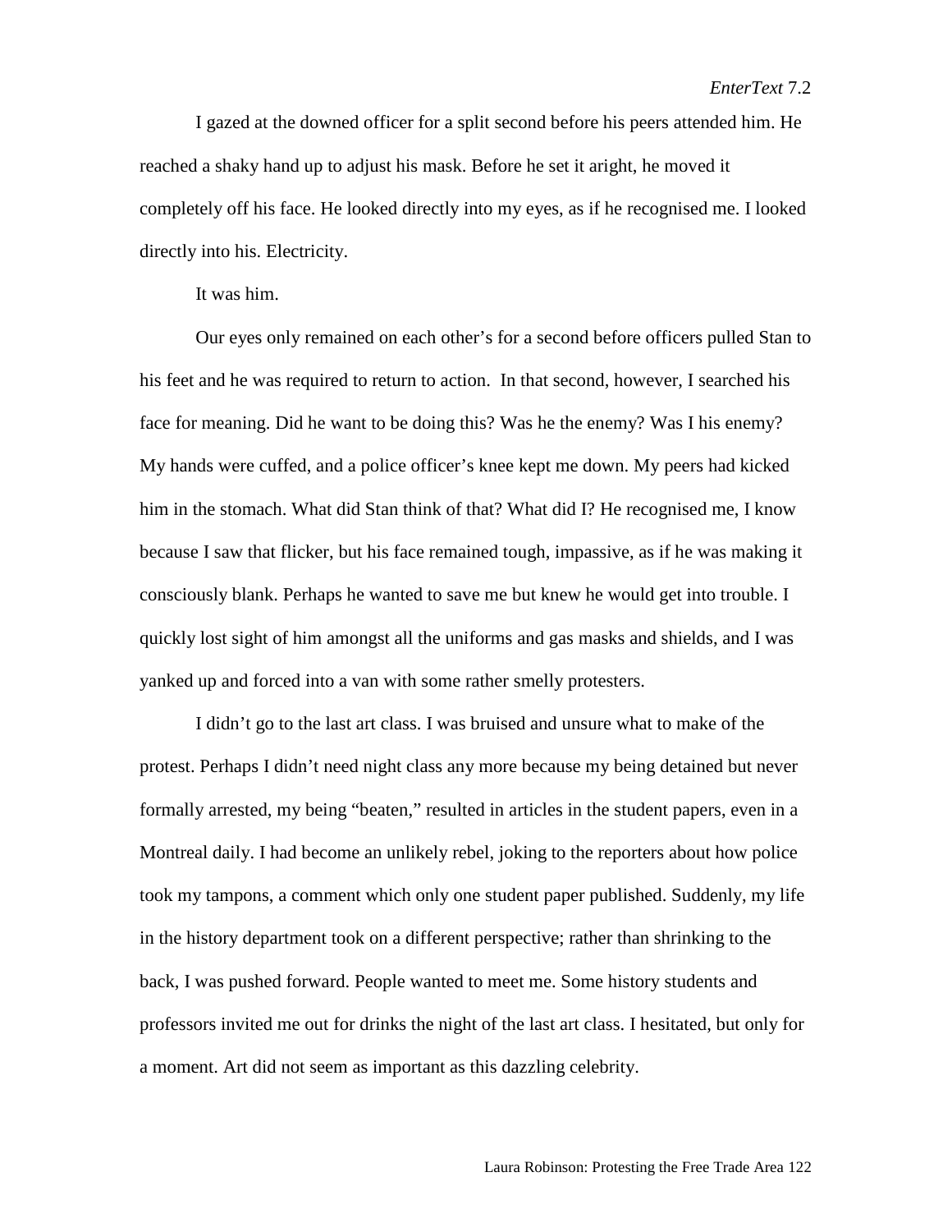I gazed at the downed officer for a split second before his peers attended him. He reached a shaky hand up to adjust his mask. Before he set it aright, he moved it completely off his face. He looked directly into my eyes, as if he recognised me. I looked directly into his. Electricity.

It was him.

Our eyes only remained on each other's for a second before officers pulled Stan to his feet and he was required to return to action. In that second, however, I searched his face for meaning. Did he want to be doing this? Was he the enemy? Was I his enemy? My hands were cuffed, and a police officer's knee kept me down. My peers had kicked him in the stomach. What did Stan think of that? What did I? He recognised me, I know because I saw that flicker, but his face remained tough, impassive, as if he was making it consciously blank. Perhaps he wanted to save me but knew he would get into trouble. I quickly lost sight of him amongst all the uniforms and gas masks and shields, and I was yanked up and forced into a van with some rather smelly protesters.

I didn't go to the last art class. I was bruised and unsure what to make of the protest. Perhaps I didn't need night class any more because my being detained but never formally arrested, my being "beaten," resulted in articles in the student papers, even in a Montreal daily. I had become an unlikely rebel, joking to the reporters about how police took my tampons, a comment which only one student paper published. Suddenly, my life in the history department took on a different perspective; rather than shrinking to the back, I was pushed forward. People wanted to meet me. Some history students and professors invited me out for drinks the night of the last art class. I hesitated, but only for a moment. Art did not seem as important as this dazzling celebrity.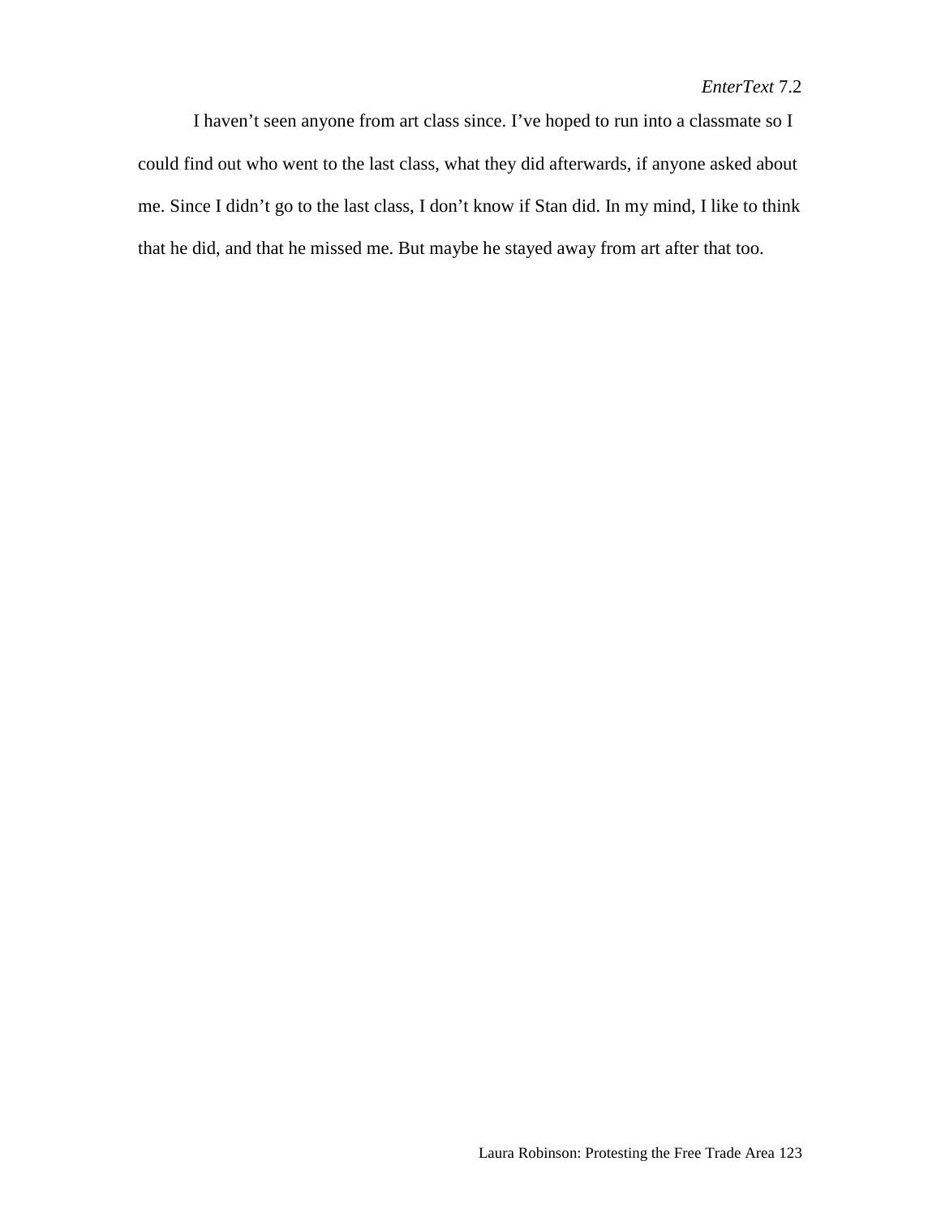I haven't seen anyone from art class since. I've hoped to run into a classmate so I could find out who went to the last class, what they did afterwards, if anyone asked about me. Since I didn't go to the last class, I don't know if Stan did. In my mind, I like to think that he did, and that he missed me. But maybe he stayed away from art after that too.